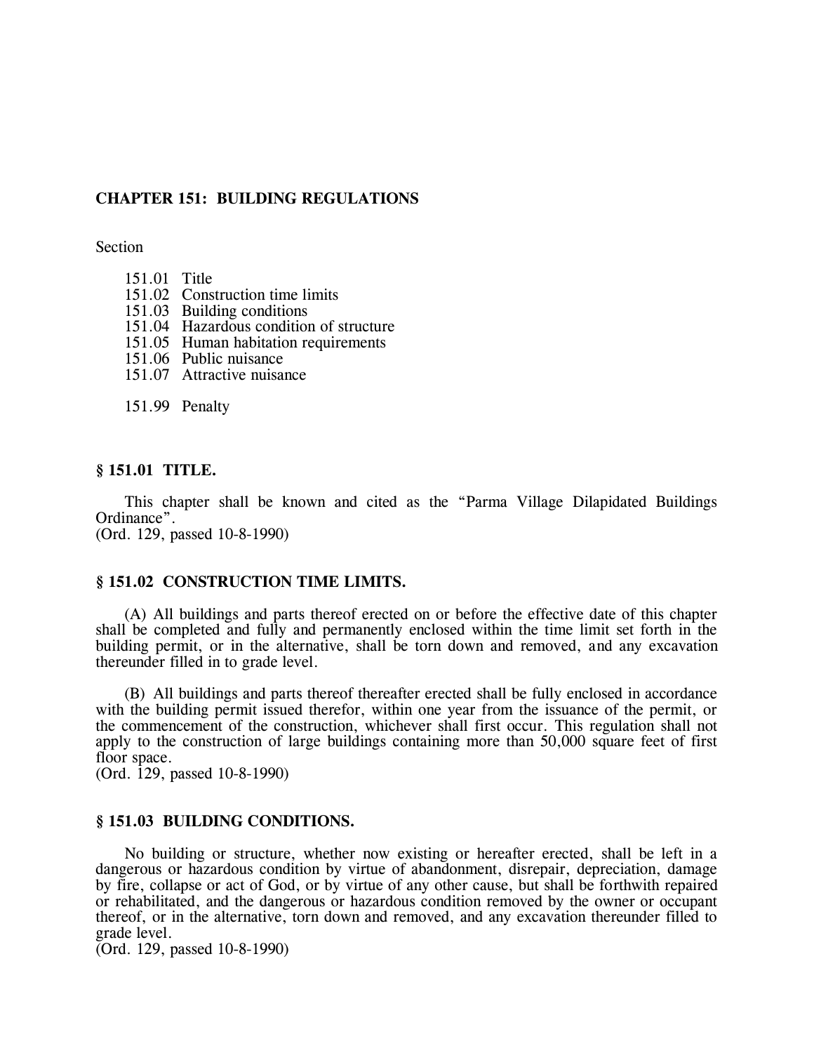# CHAPTER 151: BUILDING REGULATIONS

Section

151.01 Title
151.02 Construction time limits
151.03 Building conditions
151.04 Hazardous condition of structure
151.05 Human habitation requirements
151.06 Public nuisance
151.07 Attractive nuisance

151.99 Penalty

### § 151.01 TITLE.

This chapter shall be known and cited as the "Parma Village Dilapidated Buildings Ordinance".
(Ord. 129, passed 10-8-1990)

### § 151.02 CONSTRUCTION TIME LIMITS.

(A) All buildings and parts thereof erected on or before the effective date of this chapter shall be completed and fully and permanently enclosed within the time limit set forth in the building permit, or in the alternative, shall be torn down and removed, and any excavation thereunder filled in to grade level.

(B) All buildings and parts thereof thereafter erected shall be fully enclosed in accordance with the building permit issued therefor, within one year from the issuance of the permit, or the commencement of the construction, whichever shall first occur. This regulation shall not apply to the construction of large buildings containing more than 50,000 square feet of first floor space.
(Ord. 129, passed 10-8-1990)

### § 151.03 BUILDING CONDITIONS.

No building or structure, whether now existing or hereafter erected, shall be left in a dangerous or hazardous condition by virtue of abandonment, disrepair, depreciation, damage by fire, collapse or act of God, or by virtue of any other cause, but shall be forthwith repaired or rehabilitated, and the dangerous or hazardous condition removed by the owner or occupant thereof, or in the alternative, torn down and removed, and any excavation thereunder filled to grade level.
(Ord. 129, passed 10-8-1990)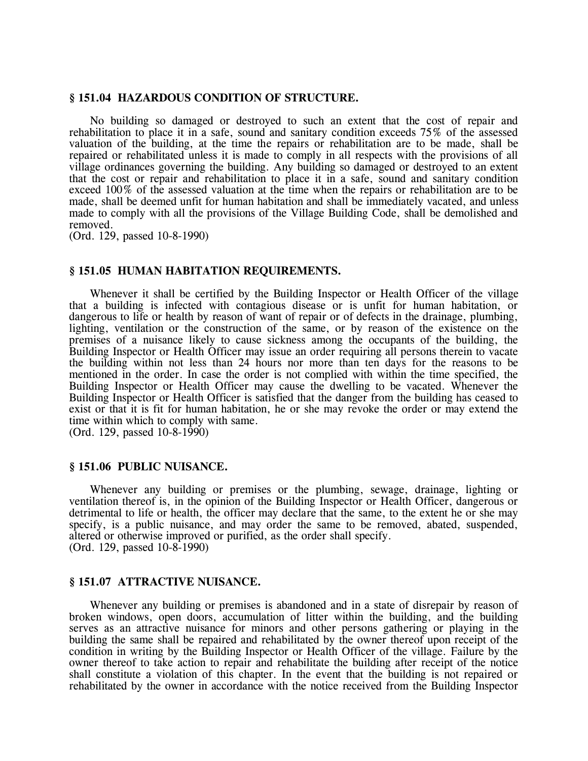### § 151.04 HAZARDOUS CONDITION OF STRUCTURE.

No building so damaged or destroyed to such an extent that the cost of repair and rehabilitation to place it in a safe, sound and sanitary condition exceeds 75% of the assessed valuation of the building, at the time the repairs or rehabilitation are to be made, shall be repaired or rehabilitated unless it is made to comply in all respects with the provisions of all village ordinances governing the building. Any building so damaged or destroyed to an extent that the cost or repair and rehabilitation to place it in a safe, sound and sanitary condition exceed 100% of the assessed valuation at the time when the repairs or rehabilitation are to be made, shall be deemed unfit for human habitation and shall be immediately vacated, and unless made to comply with all the provisions of the Village Building Code, shall be demolished and removed.
(Ord. 129, passed 10-8-1990)

### § 151.05 HUMAN HABITATION REQUIREMENTS.

Whenever it shall be certified by the Building Inspector or Health Officer of the village that a building is infected with contagious disease or is unfit for human habitation, or dangerous to life or health by reason of want of repair or of defects in the drainage, plumbing, lighting, ventilation or the construction of the same, or by reason of the existence on the premises of a nuisance likely to cause sickness among the occupants of the building, the Building Inspector or Health Officer may issue an order requiring all persons therein to vacate the building within not less than 24 hours nor more than ten days for the reasons to be mentioned in the order. In case the order is not complied with within the time specified, the Building Inspector or Health Officer may cause the dwelling to be vacated. Whenever the Building Inspector or Health Officer is satisfied that the danger from the building has ceased to exist or that it is fit for human habitation, he or she may revoke the order or may extend the time within which to comply with same.
(Ord. 129, passed 10-8-1990)

### § 151.06 PUBLIC NUISANCE.

Whenever any building or premises or the plumbing, sewage, drainage, lighting or ventilation thereof is, in the opinion of the Building Inspector or Health Officer, dangerous or detrimental to life or health, the officer may declare that the same, to the extent he or she may specify, is a public nuisance, and may order the same to be removed, abated, suspended, altered or otherwise improved or purified, as the order shall specify.
(Ord. 129, passed 10-8-1990)

### § 151.07 ATTRACTIVE NUISANCE.

Whenever any building or premises is abandoned and in a state of disrepair by reason of broken windows, open doors, accumulation of litter within the building, and the building serves as an attractive nuisance for minors and other persons gathering or playing in the building the same shall be repaired and rehabilitated by the owner thereof upon receipt of the condition in writing by the Building Inspector or Health Officer of the village. Failure by the owner thereof to take action to repair and rehabilitate the building after receipt of the notice shall constitute a violation of this chapter. In the event that the building is not repaired or rehabilitated by the owner in accordance with the notice received from the Building Inspector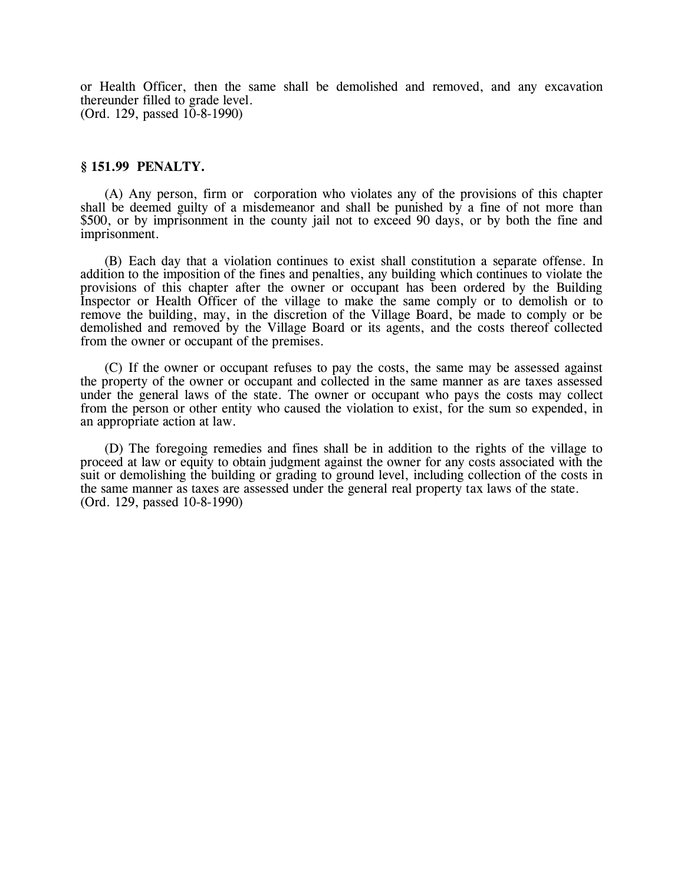or Health Officer, then the same shall be demolished and removed, and any excavation thereunder filled to grade level.
(Ord. 129, passed 10-8-1990)

### § 151.99 PENALTY.

(A) Any person, firm or corporation who violates any of the provisions of this chapter shall be deemed guilty of a misdemeanor and shall be punished by a fine of not more than $500, or by imprisonment in the county jail not to exceed 90 days, or by both the fine and imprisonment.

(B) Each day that a violation continues to exist shall constitution a separate offense. In addition to the imposition of the fines and penalties, any building which continues to violate the provisions of this chapter after the owner or occupant has been ordered by the Building Inspector or Health Officer of the village to make the same comply or to demolish or to remove the building, may, in the discretion of the Village Board, be made to comply or be demolished and removed by the Village Board or its agents, and the costs thereof collected from the owner or occupant of the premises.

(C) If the owner or occupant refuses to pay the costs, the same may be assessed against the property of the owner or occupant and collected in the same manner as are taxes assessed under the general laws of the state. The owner or occupant who pays the costs may collect from the person or other entity who caused the violation to exist, for the sum so expended, in an appropriate action at law.

(D) The foregoing remedies and fines shall be in addition to the rights of the village to proceed at law or equity to obtain judgment against the owner for any costs associated with the suit or demolishing the building or grading to ground level, including collection of the costs in the same manner as taxes are assessed under the general real property tax laws of the state.
(Ord. 129, passed 10-8-1990)